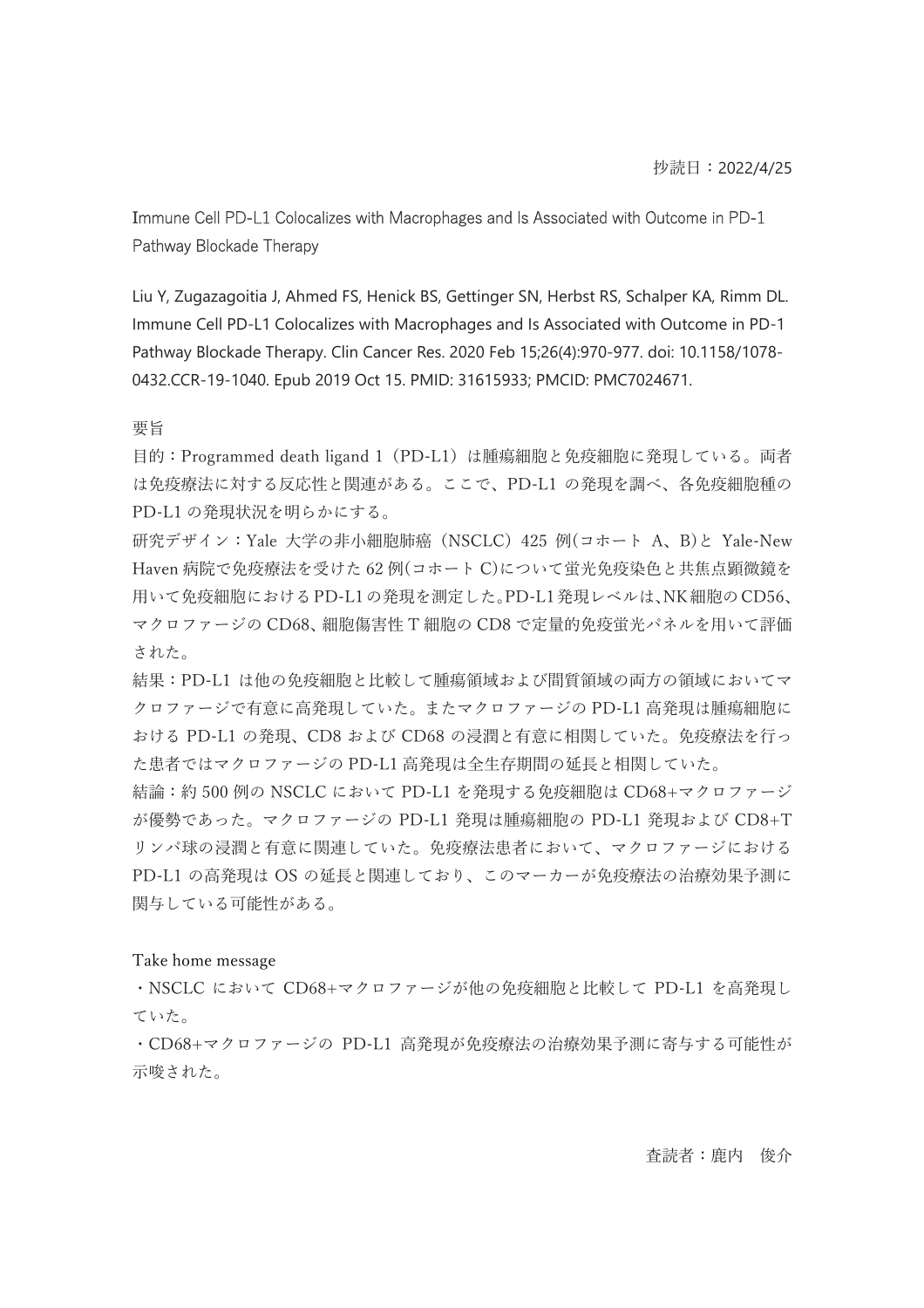抄読日：2022/4/25

Immune Cell PD-L1 Colocalizes with Macrophages and Is Associated with Outcome in PD-1 Pathway Blockade Therapy

Liu Y, Zugazagoitia J, Ahmed FS, Henick BS, Gettinger SN, Herbst RS, Schalper KA, Rimm DL. Immune Cell PD-L1 Colocalizes with Macrophages and Is Associated with Outcome in PD-1 Pathway Blockade Therapy. Clin Cancer Res. 2020 Feb 15;26(4):970-977. doi: 10.1158/1078-0432.CCR-19-1040. Epub 2019 Oct 15. PMID: 31615933; PMCID: PMC7024671.

要旨

目的：Programmed death ligand 1（PD-L1）は腫瘍細胞と免疫細胞に発現している。両者は免疫療法に対する反応性と関連がある。ここで、PD-L1 の発現を調べ、各免疫細胞種の PD-L1 の発現状況を明らかにする。

研究デザイン：Yale 大学の非小細胞肺癌（NSCLC）425 例(コホート A、B)と Yale-New Haven 病院で免疫療法を受けた 62 例(コホート C)について蛍光免疫染色と共焦点顕微鏡を用いて免疫細胞における PD-L1 の発現を測定した。PD-L1 発現レベルは、NK 細胞の CD56、マクロファージの CD68、細胞傷害性 T 細胞の CD8 で定量的免疫蛍光パネルを用いて評価された。

結果：PD-L1 は他の免疫細胞と比較して腫瘍領域および間質領域の両方の領域においてマクロファージで有意に高発現していた。またマクロファージの PD-L1 高発現は腫瘍細胞における PD-L1 の発現、CD8 および CD68 の浸潤と有意に相関していた。免疫療法を行った患者ではマクロファージの PD-L1 高発現は全生存期間の延長と相関していた。

結論：約 500 例の NSCLC において PD-L1 を発現する免疫細胞は CD68+マクロファージが優勢であった。マクロファージの PD-L1 発現は腫瘍細胞の PD-L1 発現および CD8+T リンパ球の浸潤と有意に関連していた。免疫療法患者において、マクロファージにおける PD-L1 の高発現は OS の延長と関連しており、このマーカーが免疫療法の治療効果予測に関与している可能性がある。

Take home message

・NSCLC において CD68+マクロファージが他の免疫細胞と比較して PD-L1 を高発現していた。

・CD68+マクロファージの PD-L1 高発現が免疫療法の治療効果予測に寄与する可能性が示唆された。

査読者：鹿内　俊介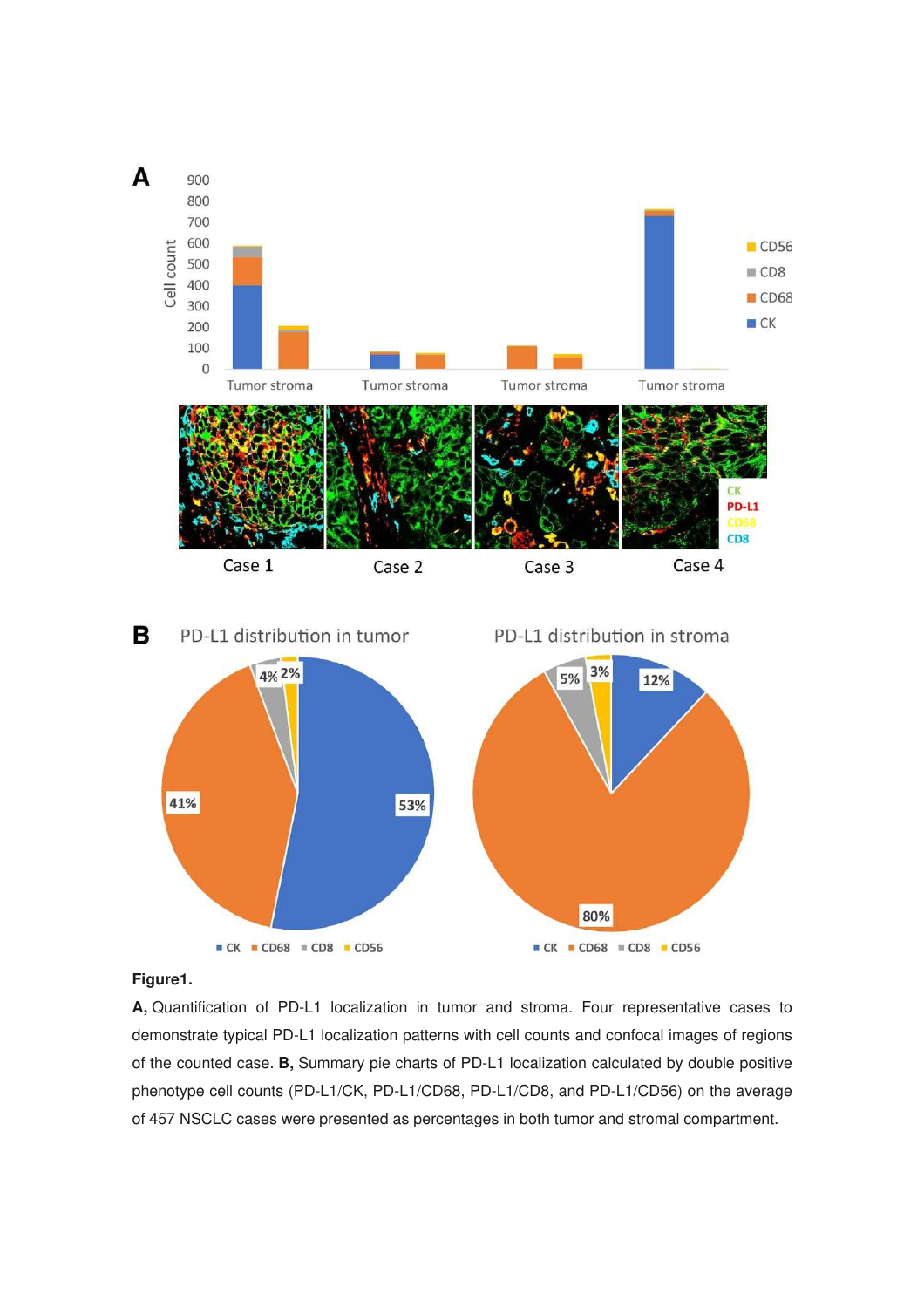**Figure1.**

**A,** Quantification of PD-L1 localization in tumor and stroma. Four representative cases to demonstrate typical PD-L1 localization patterns with cell counts and confocal images of regions of the counted case. **B,** Summary pie charts of PD-L1 localization calculated by double positive phenotype cell counts (PD-L1/CK, PD-L1/CD68, PD-L1/CD8, and PD-L1/CD56) on the average of 457 NSCLC cases were presented as percentages in both tumor and stromal compartment.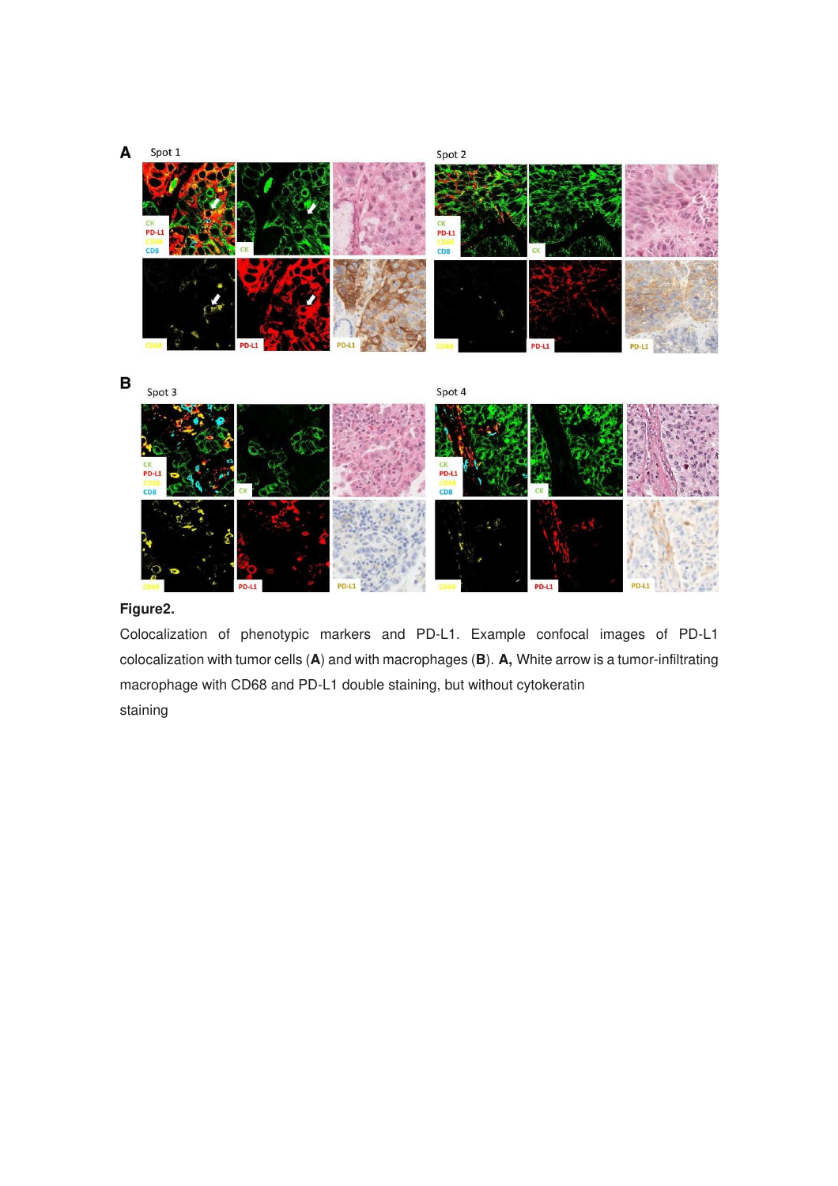**Figure2.**

Colocalization of phenotypic markers and PD-L1. Example confocal images of PD-L1 colocalization with tumor cells (**A**) and with macrophages (**B**). **A,** White arrow is a tumor-infiltrating macrophage with CD68 and PD-L1 double staining, but without cytokeratin staining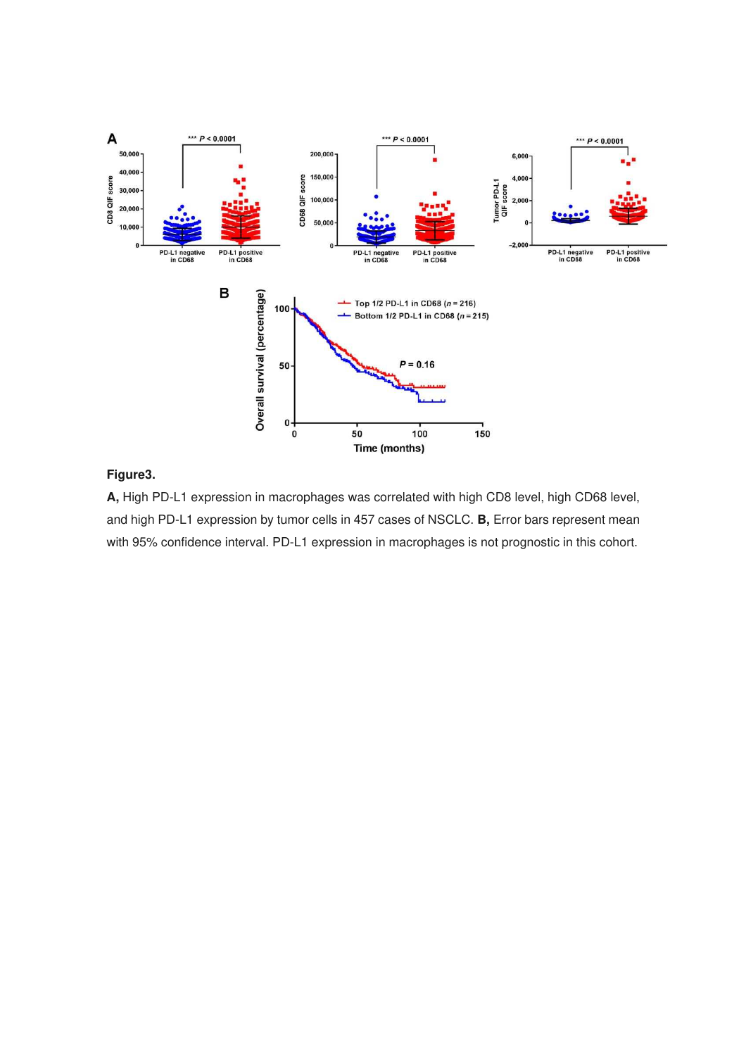**Figure3.**

**A,** High PD-L1 expression in macrophages was correlated with high CD8 level, high CD68 level, and high PD-L1 expression by tumor cells in 457 cases of NSCLC. **B,** Error bars represent mean with 95% confidence interval. PD-L1 expression in macrophages is not prognostic in this cohort.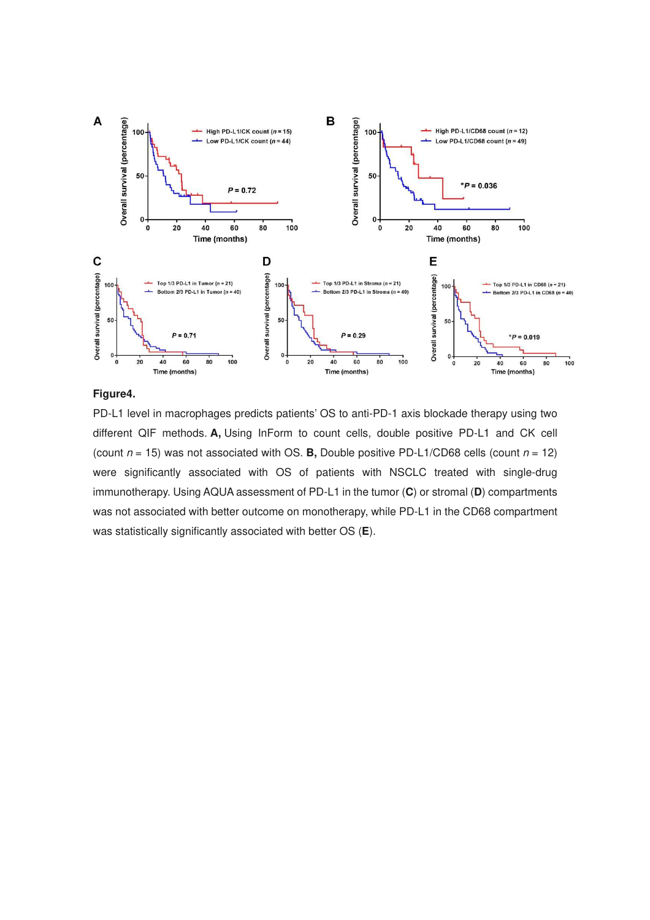A

Overall survival (percentage)

100

50

0

0 20 40 60 80 100

Time (months)

High PD-L1/CK count ($n = 15$)

Low PD-L1/CK count ($n = 44$)

$P = 0.72$

B

Overall survival (percentage)

100

50

0

0 20 40 60 80 100

Time (months)

High PD-L1/CD68 count ($n = 12$)

Low PD-L1/CD68 count ($n = 49$)

*$P = 0.036$

C

Overall survival (percentage)

100

50

0

0 20 40 60 80 100

Time (months)

Top 1/3 PD-L1 in Tumor ($n = 21$)

Bottom 2/3 PD-L1 in Tumor ($n = 40$)

$P = 0.71$

D

Overall survival (percentage)

100

50

0

0 20 40 60 80 100

Time (months)

Top 1/3 PD-L1 in Stroma ($n = 21$)

Bottom 2/3 PD-L1 in Stroma ($n = 40$)

$P = 0.29$

E

Overall survival (percentage)

100

50

0

0 20 40 60 80 100

Time (months)

Top 1/3 PD-L1 in CD68 ($n = 21$)

Bottom 2/3 PD-L1 in CD68 ($n = 40$)

*$P = 0.019$

**Figure4.**

PD-L1 level in macrophages predicts patients' OS to anti-PD-1 axis blockade therapy using two different QIF methods. **A,** Using InForm to count cells, double positive PD-L1 and CK cell (count $n = 15$) was not associated with OS. **B,** Double positive PD-L1/CD68 cells (count $n = 12$) were significantly associated with OS of patients with NSCLC treated with single-drug immunotherapy. Using AQUA assessment of PD-L1 in the tumor (**C**) or stromal (**D**) compartments was not associated with better outcome on monotherapy, while PD-L1 in the CD68 compartment was statistically significantly associated with better OS (**E**).